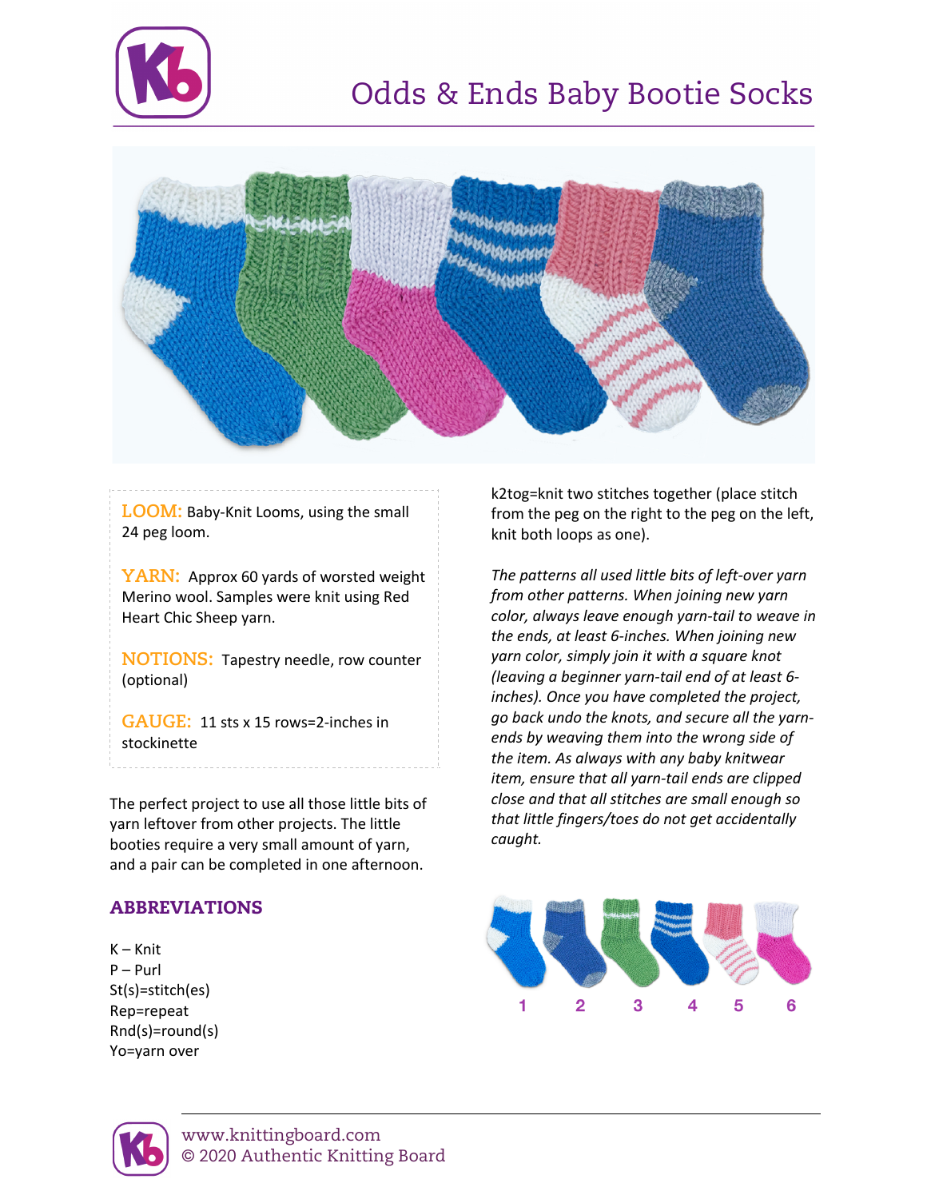# Odds & Ends Baby Bootie Socks

**LOOM:** Baby-Knit Looms, using the small 24 peg loom.

**YARN:** Approx 60 yards of worsted weight Merino wool. Samples were knit using Red Heart Chic Sheep yarn.

**NOTIONS:** Tapestry needle, row counter (optional)

**GAUGE:** 11 sts x 15 rows=2-inches in stockinette

The perfect project to use all those little bits of yarn leftover from other projects. The little booties require a very small amount of yarn, and a pair can be completed in one afternoon.

## ABBREVIATIONS

K – Knit
P – Purl
St(s)=stitch(es)
Rep=repeat
Rnd(s)=round(s)
Yo=yarn over
k2tog=knit two stitches together (place stitch from the peg on the right to the peg on the left, knit both loops as one).

*The patterns all used little bits of left-over yarn from other patterns. When joining new yarn color, always leave enough yarn-tail to weave in the ends, at least 6-inches. When joining new yarn color, simply join it with a square knot (leaving a beginner yarn-tail end of at least 6-inches). Once you have completed the project, go back undo the knots, and secure all the yarn-ends by weaving them into the wrong side of the item. As always with any baby knitwear item, ensure that all yarn-tail ends are clipped close and that all stitches are small enough so that little fingers/toes do not get accidentally caught.*

1 2 3 4 5 6

www.knittingboard.com
© 2020 Authentic Knitting Board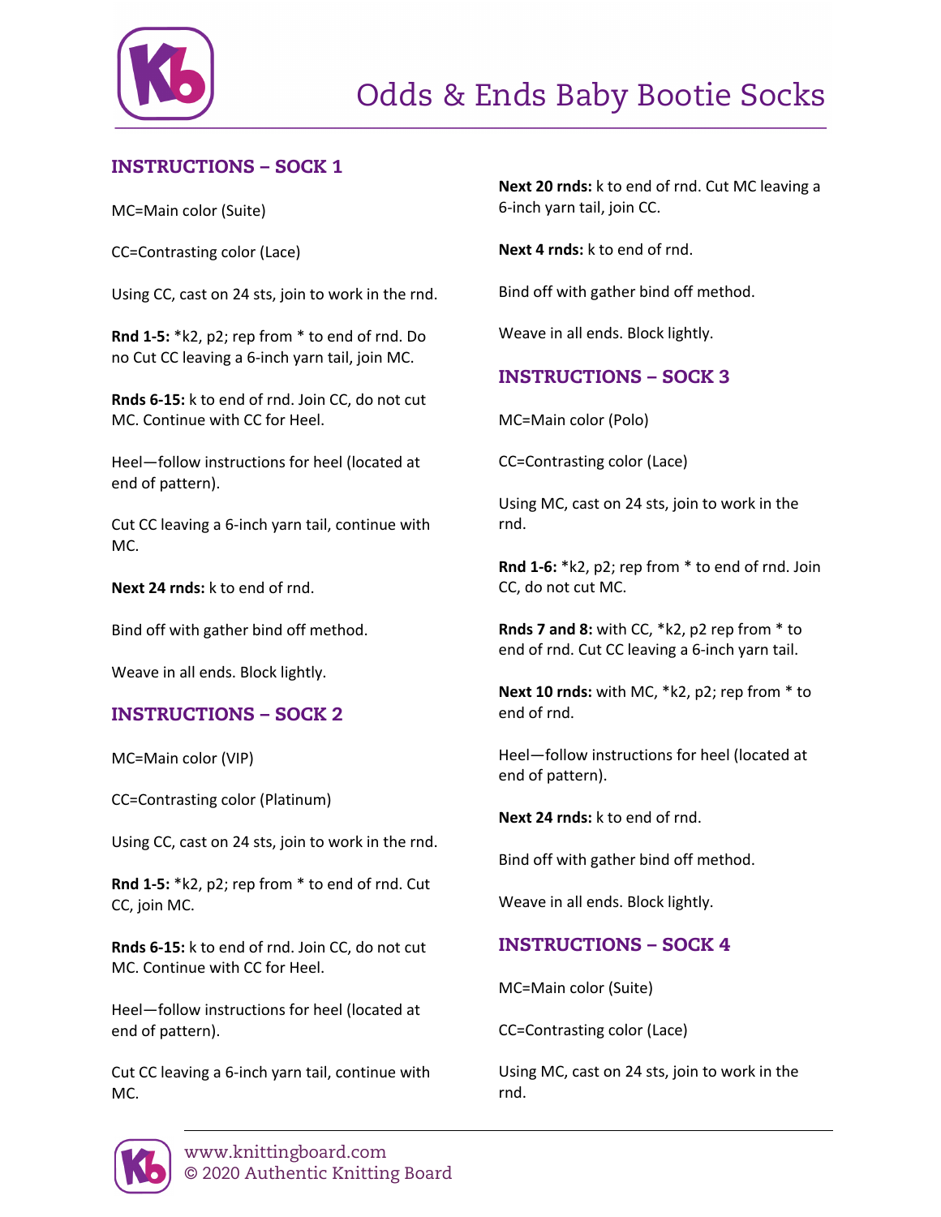# Odds & Ends Baby Bootie Socks

## INSTRUCTIONS – SOCK 1

MC=Main color (Suite)

CC=Contrasting color (Lace)

Using CC, cast on 24 sts, join to work in the rnd.

**Rnd 1-5:** *k2, p2; rep from * to end of rnd. Do no Cut CC leaving a 6-inch yarn tail, join MC.

**Rnds 6-15:** k to end of rnd. Join CC, do not cut MC. Continue with CC for Heel.

Heel—follow instructions for heel (located at end of pattern).

Cut CC leaving a 6-inch yarn tail, continue with MC.

**Next 24 rnds:** k to end of rnd.

Bind off with gather bind off method.

Weave in all ends. Block lightly.

## INSTRUCTIONS – SOCK 2

MC=Main color (VIP)

CC=Contrasting color (Platinum)

Using CC, cast on 24 sts, join to work in the rnd.

**Rnd 1-5:** *k2, p2; rep from * to end of rnd. Cut CC, join MC.

**Rnds 6-15:** k to end of rnd. Join CC, do not cut MC. Continue with CC for Heel.

Heel—follow instructions for heel (located at end of pattern).

Cut CC leaving a 6-inch yarn tail, continue with MC.

**Next 20 rnds:** k to end of rnd. Cut MC leaving a 6-inch yarn tail, join CC.

**Next 4 rnds:** k to end of rnd.

Bind off with gather bind off method.

Weave in all ends. Block lightly.

## INSTRUCTIONS – SOCK 3

MC=Main color (Polo)

CC=Contrasting color (Lace)

Using MC, cast on 24 sts, join to work in the rnd.

**Rnd 1-6:** *k2, p2; rep from * to end of rnd. Join CC, do not cut MC.

**Rnds 7 and 8:** with CC, *k2, p2 rep from * to end of rnd. Cut CC leaving a 6-inch yarn tail.

**Next 10 rnds:** with MC, *k2, p2; rep from * to end of rnd.

Heel—follow instructions for heel (located at end of pattern).

**Next 24 rnds:** k to end of rnd.

Bind off with gather bind off method.

Weave in all ends. Block lightly.

## INSTRUCTIONS – SOCK 4

MC=Main color (Suite)

CC=Contrasting color (Lace)

Using MC, cast on 24 sts, join to work in the rnd.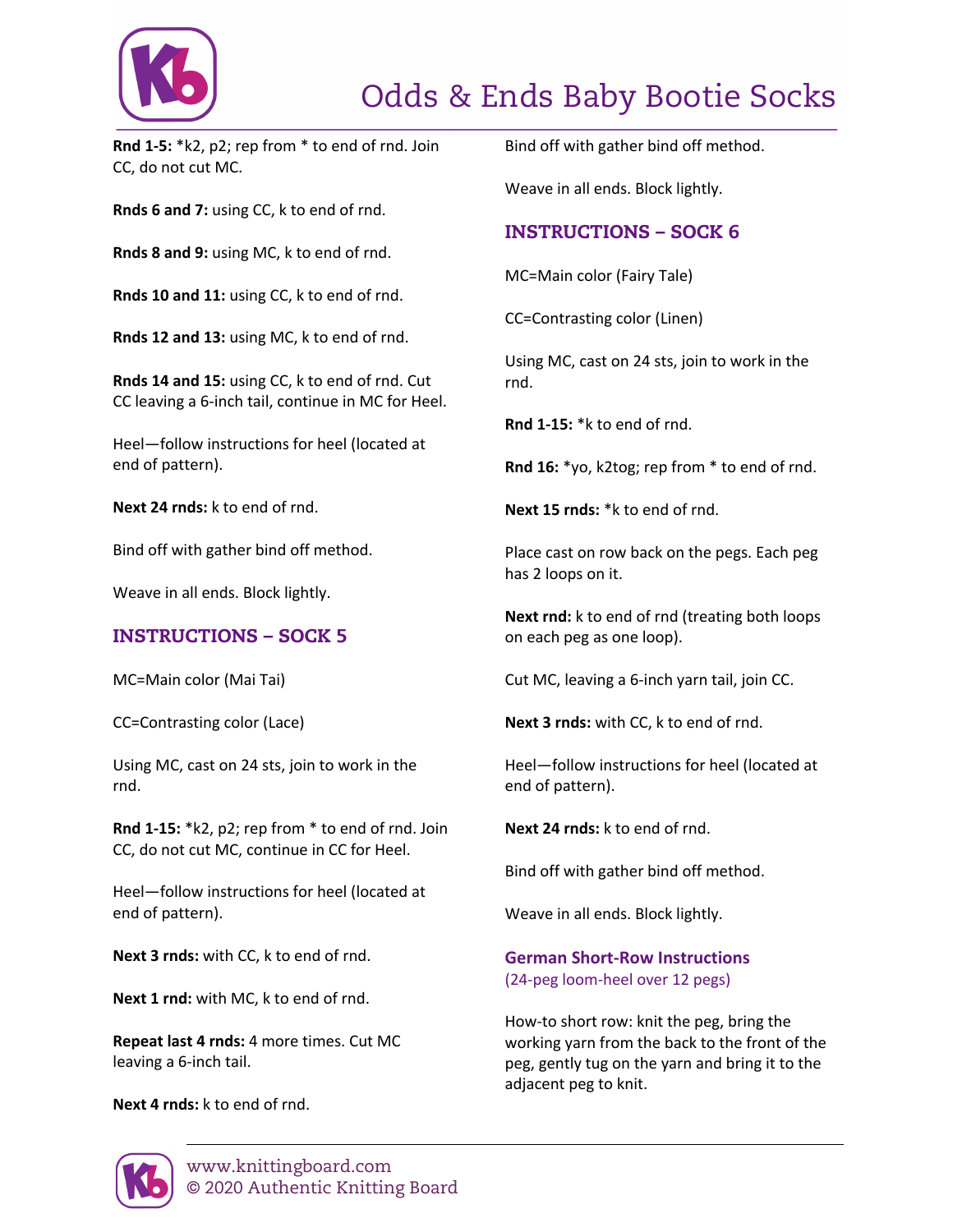**Rnd 1-5:** *k2, p2; rep from * to end of rnd. Join CC, do not cut MC.

**Rnds 6 and 7:** using CC, k to end of rnd.

**Rnds 8 and 9:** using MC, k to end of rnd.

**Rnds 10 and 11:** using CC, k to end of rnd.

**Rnds 12 and 13:** using MC, k to end of rnd.

**Rnds 14 and 15:** using CC, k to end of rnd. Cut CC leaving a 6-inch tail, continue in MC for Heel.

Heel—follow instructions for heel (located at end of pattern).

**Next 24 rnds:** k to end of rnd.

Bind off with gather bind off method.

Weave in all ends. Block lightly.

## INSTRUCTIONS – SOCK 5

MC=Main color (Mai Tai)

CC=Contrasting color (Lace)

Using MC, cast on 24 sts, join to work in the rnd.

**Rnd 1-15:** *k2, p2; rep from * to end of rnd. Join CC, do not cut MC, continue in CC for Heel.

Heel—follow instructions for heel (located at end of pattern).

**Next 3 rnds:** with CC, k to end of rnd.

**Next 1 rnd:** with MC, k to end of rnd.

**Repeat last 4 rnds:** 4 more times. Cut MC leaving a 6-inch tail.

**Next 4 rnds:** k to end of rnd.

Bind off with gather bind off method.

Weave in all ends. Block lightly.

## INSTRUCTIONS – SOCK 6

MC=Main color (Fairy Tale)

CC=Contrasting color (Linen)

Using MC, cast on 24 sts, join to work in the rnd.

**Rnd 1-15:** *k to end of rnd.

**Rnd 16:** *yo, k2tog; rep from * to end of rnd.

**Next 15 rnds:** *k to end of rnd.

Place cast on row back on the pegs. Each peg has 2 loops on it.

**Next rnd:** k to end of rnd (treating both loops on each peg as one loop).

Cut MC, leaving a 6-inch yarn tail, join CC.

**Next 3 rnds:** with CC, k to end of rnd.

Heel—follow instructions for heel (located at end of pattern).

**Next 24 rnds:** k to end of rnd.

Bind off with gather bind off method.

Weave in all ends. Block lightly.

### German Short-Row Instructions
(24-peg loom-heel over 12 pegs)

How-to short row: knit the peg, bring the working yarn from the back to the front of the peg, gently tug on the yarn and bring it to the adjacent peg to knit.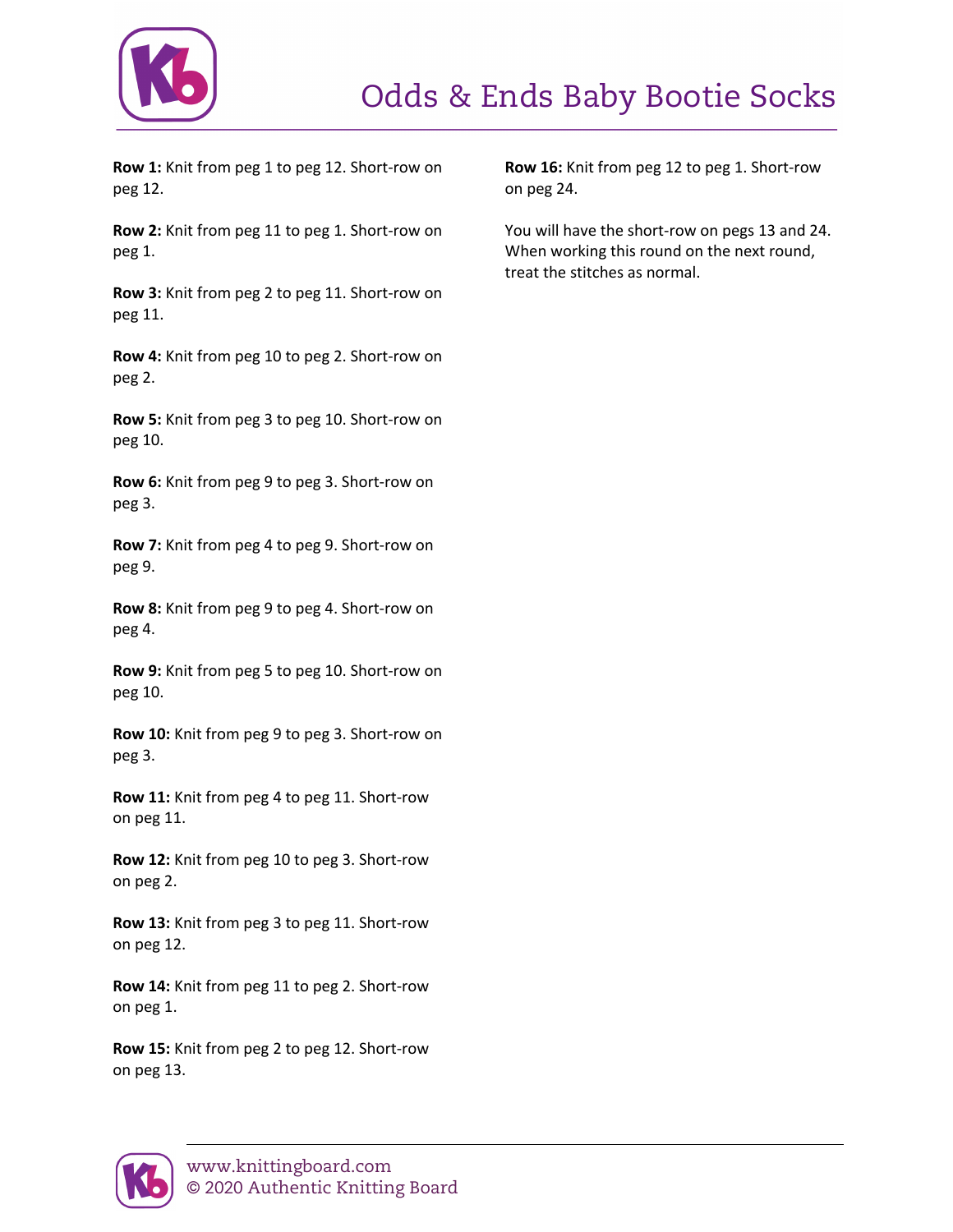**Row 1:** Knit from peg 1 to peg 12. Short-row on peg 12.

**Row 2:** Knit from peg 11 to peg 1. Short-row on peg 1.

**Row 3:** Knit from peg 2 to peg 11. Short-row on peg 11.

**Row 4:** Knit from peg 10 to peg 2. Short-row on peg 2.

**Row 5:** Knit from peg 3 to peg 10. Short-row on peg 10.

**Row 6:** Knit from peg 9 to peg 3. Short-row on peg 3.

**Row 7:** Knit from peg 4 to peg 9. Short-row on peg 9.

**Row 8:** Knit from peg 9 to peg 4. Short-row on peg 4.

**Row 9:** Knit from peg 5 to peg 10. Short-row on peg 10.

**Row 10:** Knit from peg 9 to peg 3. Short-row on peg 3.

**Row 11:** Knit from peg 4 to peg 11. Short-row on peg 11.

**Row 12:** Knit from peg 10 to peg 3. Short-row on peg 2.

**Row 13:** Knit from peg 3 to peg 11. Short-row on peg 12.

**Row 14:** Knit from peg 11 to peg 2. Short-row on peg 1.

**Row 15:** Knit from peg 2 to peg 12. Short-row on peg 13.

**Row 16:** Knit from peg 12 to peg 1. Short-row on peg 24.

You will have the short-row on pegs 13 and 24. When working this round on the next round, treat the stitches as normal.